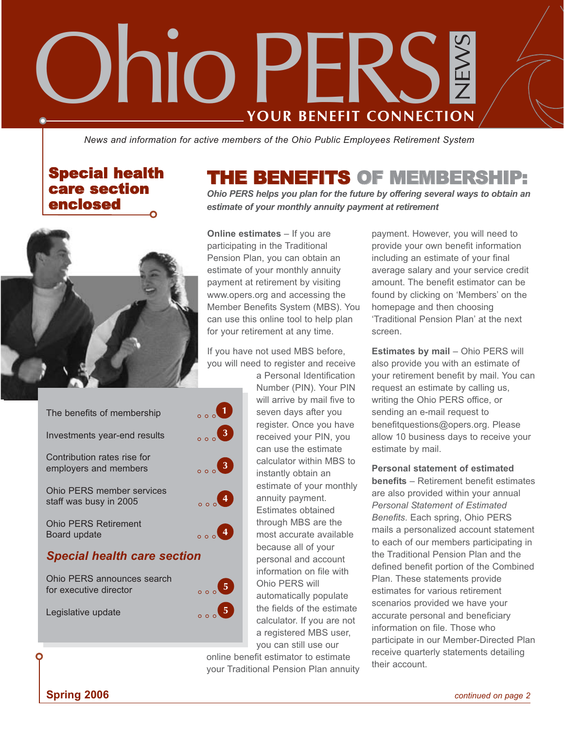# Ohio PERS NEWS

**YOUR BENEFIT CONNECTION**

*News and information for active members of the Ohio Public Employees Retirement System*

**Special health care section enclosed**

| | |
|---|---|
| The benefits of membership | 1 |
| Investments year-end results | 3 |
| Contribution rates rise for employers and members | 3 |
| Ohio PERS member services staff was busy in 2005 | 4 |
| Ohio PERS Retirement Board update | 4 |
| ***Special health care section*** | |
| Ohio PERS announces search for executive director | 5 |
| Legislative update | 5 |

## THE BENEFITS OF MEMBERSHIP:

***Ohio PERS helps you plan for the future by offering several ways to obtain an estimate of your monthly annuity payment at retirement***

**Online estimates** – If you are participating in the Traditional Pension Plan, you can obtain an estimate of your monthly annuity payment at retirement by visiting www.opers.org and accessing the Member Benefits System (MBS). You can use this online tool to help plan for your retirement at any time.

If you have not used MBS before, you will need to register and receive a Personal Identification Number (PIN). Your PIN will arrive by mail five to seven days after you register. Once you have received your PIN, you can use the estimate calculator within MBS to instantly obtain an estimate of your monthly annuity payment. Estimates obtained through MBS are the most accurate available because all of your personal and account information on file with Ohio PERS will automatically populate the fields of the estimate calculator. If you are not a registered MBS user, you can still use our online benefit estimator to estimate your Traditional Pension Plan annuity payment. However, you will need to provide your own benefit information including an estimate of your final average salary and your service credit amount. The benefit estimator can be found by clicking on 'Members' on the homepage and then choosing 'Traditional Pension Plan' at the next screen.

**Estimates by mail** – Ohio PERS will also provide you with an estimate of your retirement benefit by mail. You can request an estimate by calling us, writing the Ohio PERS office, or sending an e-mail request to benefitquestions@opers.org. Please allow 10 business days to receive your estimate by mail.

**Personal statement of estimated benefits** – Retirement benefit estimates are also provided within your annual *Personal Statement of Estimated Benefits*. Each spring, Ohio PERS mails a personalized account statement to each of our members participating in the Traditional Pension Plan and the defined benefit portion of the Combined Plan. These statements provide estimates for various retirement scenarios provided we have your accurate personal and beneficiary information on file. Those who participate in our Member-Directed Plan receive quarterly statements detailing their account.

**Spring 2006**

*continued on page 2*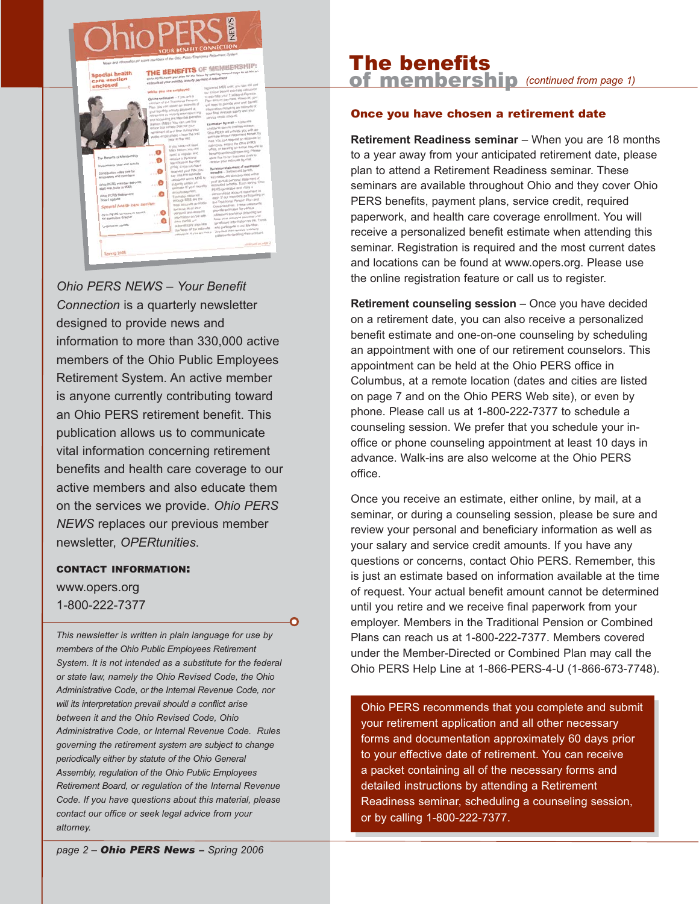*Ohio PERS NEWS – Your Benefit Connection* is a quarterly newsletter designed to provide news and information to more than 330,000 active members of the Ohio Public Employees Retirement System. An active member is anyone currently contributing toward an Ohio PERS retirement benefit. This publication allows us to communicate vital information concerning retirement benefits and health care coverage to our active members and also educate them on the services we provide. *Ohio PERS NEWS* replaces our previous member newsletter, *OPERtunities*.

**CONTACT INFORMATION:**

www.opers.org
1-800-222-7377

*This newsletter is written in plain language for use by members of the Ohio Public Employees Retirement System. It is not intended as a substitute for the federal or state law, namely the Ohio Revised Code, the Ohio Administrative Code, or the Internal Revenue Code, nor will its interpretation prevail should a conflict arise between it and the Ohio Revised Code, Ohio Administrative Code, or Internal Revenue Code. Rules governing the retirement system are subject to change periodically either by statute of the Ohio General Assembly, regulation of the Ohio Public Employees Retirement Board, or regulation of the Internal Revenue Code. If you have questions about this material, please contact our office or seek legal advice from your attorney.*

# The benefits of membership *(continued from page 1)*

## Once you have chosen a retirement date

**Retirement Readiness seminar** – When you are 18 months to a year away from your anticipated retirement date, please plan to attend a Retirement Readiness seminar. These seminars are available throughout Ohio and they cover Ohio PERS benefits, payment plans, service credit, required paperwork, and health care coverage enrollment. You will receive a personalized benefit estimate when attending this seminar. Registration is required and the most current dates and locations can be found at www.opers.org. Please use the online registration feature or call us to register.

**Retirement counseling session** – Once you have decided on a retirement date, you can also receive a personalized benefit estimate and one-on-one counseling by scheduling an appointment with one of our retirement counselors. This appointment can be held at the Ohio PERS office in Columbus, at a remote location (dates and cities are listed on page 7 and on the Ohio PERS Web site), or even by phone. Please call us at 1-800-222-7377 to schedule a counseling session. We prefer that you schedule your in-office or phone counseling appointment at least 10 days in advance. Walk-ins are also welcome at the Ohio PERS office.

Once you receive an estimate, either online, by mail, at a seminar, or during a counseling session, please be sure and review your personal and beneficiary information as well as your salary and service credit amounts. If you have any questions or concerns, contact Ohio PERS. Remember, this is just an estimate based on information available at the time of request. Your actual benefit amount cannot be determined until you retire and we receive final paperwork from your employer. Members in the Traditional Pension or Combined Plans can reach us at 1-800-222-7377. Members covered under the Member-Directed or Combined Plan may call the Ohio PERS Help Line at 1-866-PERS-4-U (1-866-673-7748).

Ohio PERS recommends that you complete and submit your retirement application and all other necessary forms and documentation approximately 60 days prior to your effective date of retirement. You can receive a packet containing all of the necessary forms and detailed instructions by attending a Retirement Readiness seminar, scheduling a counseling session, or by calling 1-800-222-7377.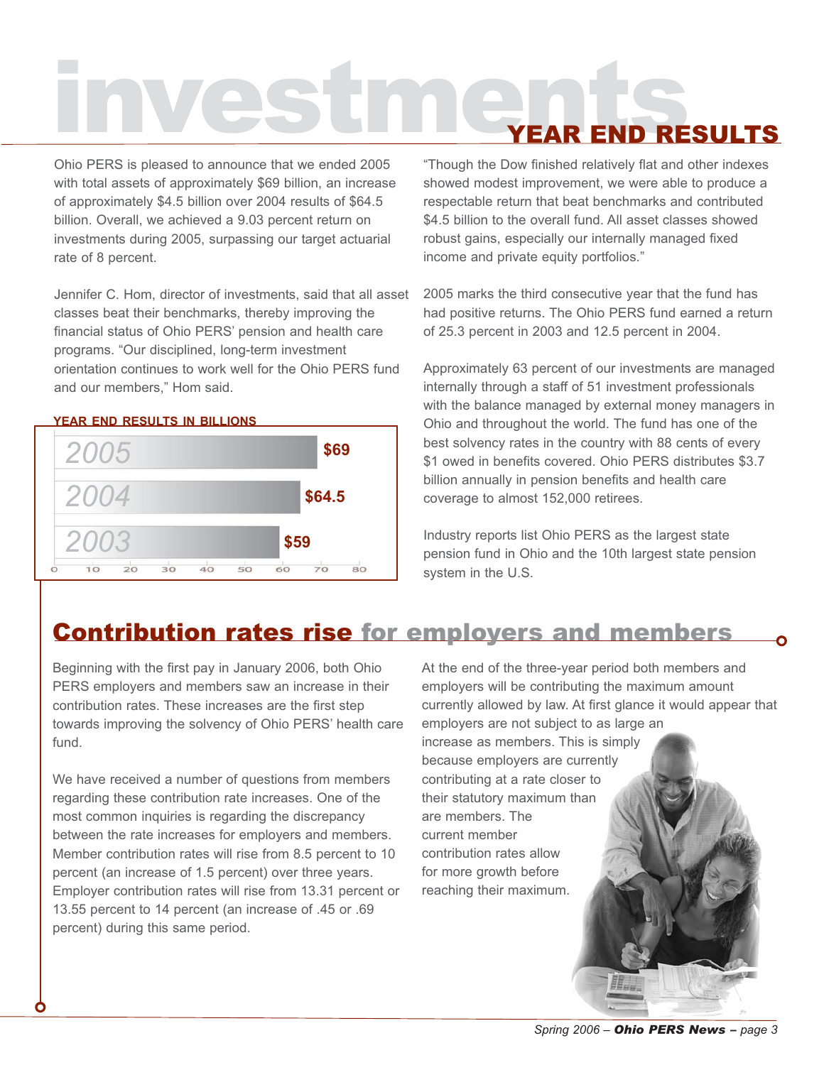# investments YEAR END RESULTS

Ohio PERS is pleased to announce that we ended 2005 with total assets of approximately $69 billion, an increase of approximately $4.5 billion over 2004 results of $64.5 billion. Overall, we achieved a 9.03 percent return on investments during 2005, surpassing our target actuarial rate of 8 percent.

Jennifer C. Hom, director of investments, said that all asset classes beat their benchmarks, thereby improving the financial status of Ohio PERS' pension and health care programs. "Our disciplined, long-term investment orientation continues to work well for the Ohio PERS fund and our members," Hom said.

**YEAR END RESULTS IN BILLIONS**

| Year | Total Assets |
| --- | --- |
| 2005 | $69 |
| 2004 | $64.5 |
| 2003 | $59 |

"Though the Dow finished relatively flat and other indexes showed modest improvement, we were able to produce a respectable return that beat benchmarks and contributed $4.5 billion to the overall fund. All asset classes showed robust gains, especially our internally managed fixed income and private equity portfolios."

2005 marks the third consecutive year that the fund has had positive returns. The Ohio PERS fund earned a return of 25.3 percent in 2003 and 12.5 percent in 2004.

Approximately 63 percent of our investments are managed internally through a staff of 51 investment professionals with the balance managed by external money managers in Ohio and throughout the world. The fund has one of the best solvency rates in the country with 88 cents of every $1 owed in benefits covered. Ohio PERS distributes $3.7 billion annually in pension benefits and health care coverage to almost 152,000 retirees.

Industry reports list Ohio PERS as the largest state pension fund in Ohio and the 10th largest state pension system in the U.S.

## Contribution rates rise for employers and members

Beginning with the first pay in January 2006, both Ohio PERS employers and members saw an increase in their contribution rates. These increases are the first step towards improving the solvency of Ohio PERS' health care fund.

We have received a number of questions from members regarding these contribution rate increases. One of the most common inquiries is regarding the discrepancy between the rate increases for employers and members. Member contribution rates will rise from 8.5 percent to 10 percent (an increase of 1.5 percent) over three years. Employer contribution rates will rise from 13.31 percent or 13.55 percent to 14 percent (an increase of .45 or .69 percent) during this same period.

At the end of the three-year period both members and employers will be contributing the maximum amount currently allowed by law. At first glance it would appear that employers are not subject to as large an increase as members. This is simply because employers are currently contributing at a rate closer to their statutory maximum than are members. The current member contribution rates allow for more growth before reaching their maximum.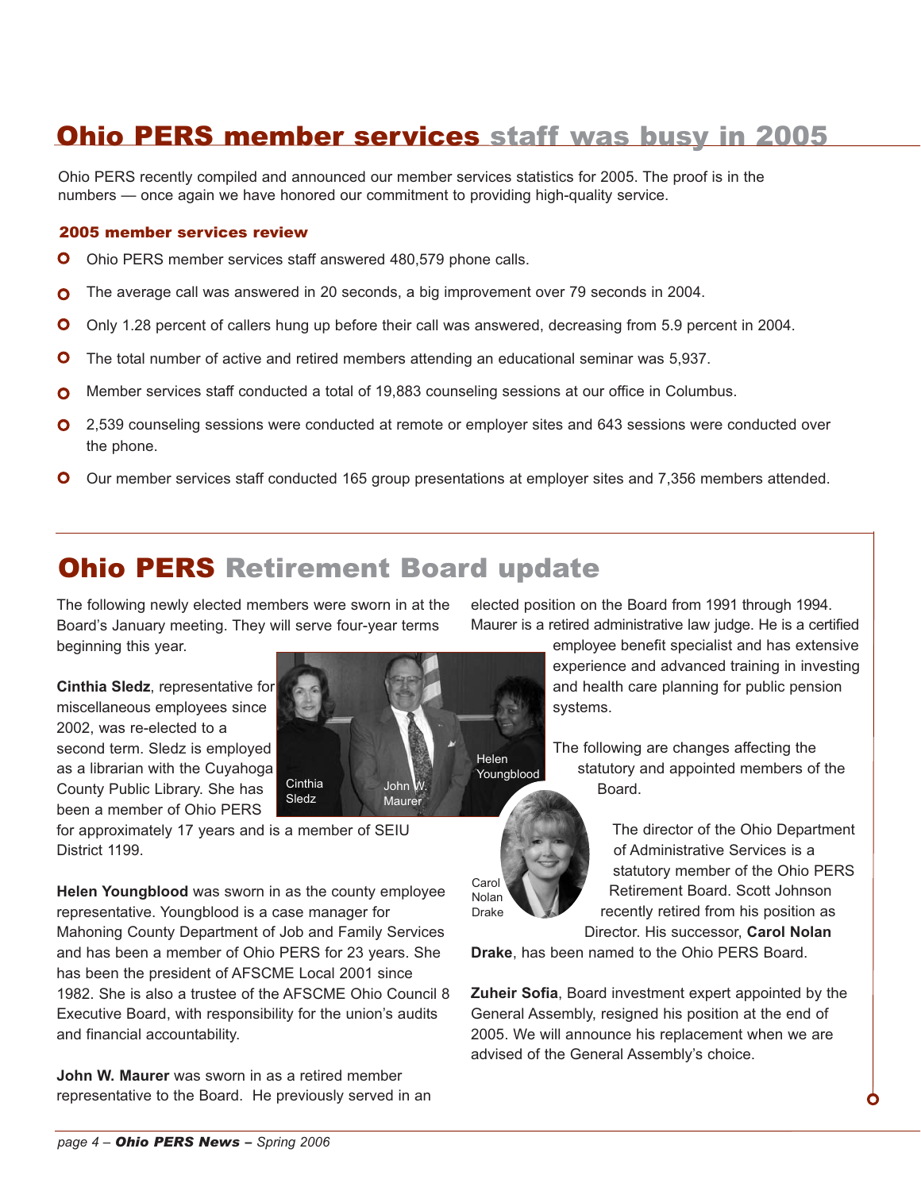## Ohio PERS member services staff was busy in 2005

Ohio PERS recently compiled and announced our member services statistics for 2005. The proof is in the numbers — once again we have honored our commitment to providing high-quality service.

### 2005 member services review

- Ohio PERS member services staff answered 480,579 phone calls.
- The average call was answered in 20 seconds, a big improvement over 79 seconds in 2004.
- Only 1.28 percent of callers hung up before their call was answered, decreasing from 5.9 percent in 2004.
- The total number of active and retired members attending an educational seminar was 5,937.
- Member services staff conducted a total of 19,883 counseling sessions at our office in Columbus.
- 2,539 counseling sessions were conducted at remote or employer sites and 643 sessions were conducted over the phone.
- Our member services staff conducted 165 group presentations at employer sites and 7,356 members attended.

## Ohio PERS Retirement Board update

The following newly elected members were sworn in at the Board's January meeting. They will serve four-year terms beginning this year.

Cinthia Sledz John W. Maurer Helen Youngblood

**Cinthia Sledz**, representative for miscellaneous employees since 2002, was re-elected to a second term. Sledz is employed as a librarian with the Cuyahoga County Public Library. She has been a member of Ohio PERS for approximately 17 years and is a member of SEIU District 1199.

**Helen Youngblood** was sworn in as the county employee representative. Youngblood is a case manager for Mahoning County Department of Job and Family Services and has been a member of Ohio PERS for 23 years. She has been the president of AFSCME Local 2001 since 1982. She is also a trustee of the AFSCME Ohio Council 8 Executive Board, with responsibility for the union's audits and financial accountability.

**John W. Maurer** was sworn in as a retired member representative to the Board. He previously served in an elected position on the Board from 1991 through 1994. Maurer is a retired administrative law judge. He is a certified employee benefit specialist and has extensive experience and advanced training in investing and health care planning for public pension systems.

The following are changes affecting the statutory and appointed members of the Board.

Carol Nolan Drake

The director of the Ohio Department of Administrative Services is a statutory member of the Ohio PERS Retirement Board. Scott Johnson recently retired from his position as Director. His successor, **Carol Nolan Drake**, has been named to the Ohio PERS Board.

**Zuheir Sofia**, Board investment expert appointed by the General Assembly, resigned his position at the end of 2005. We will announce his replacement when we are advised of the General Assembly's choice.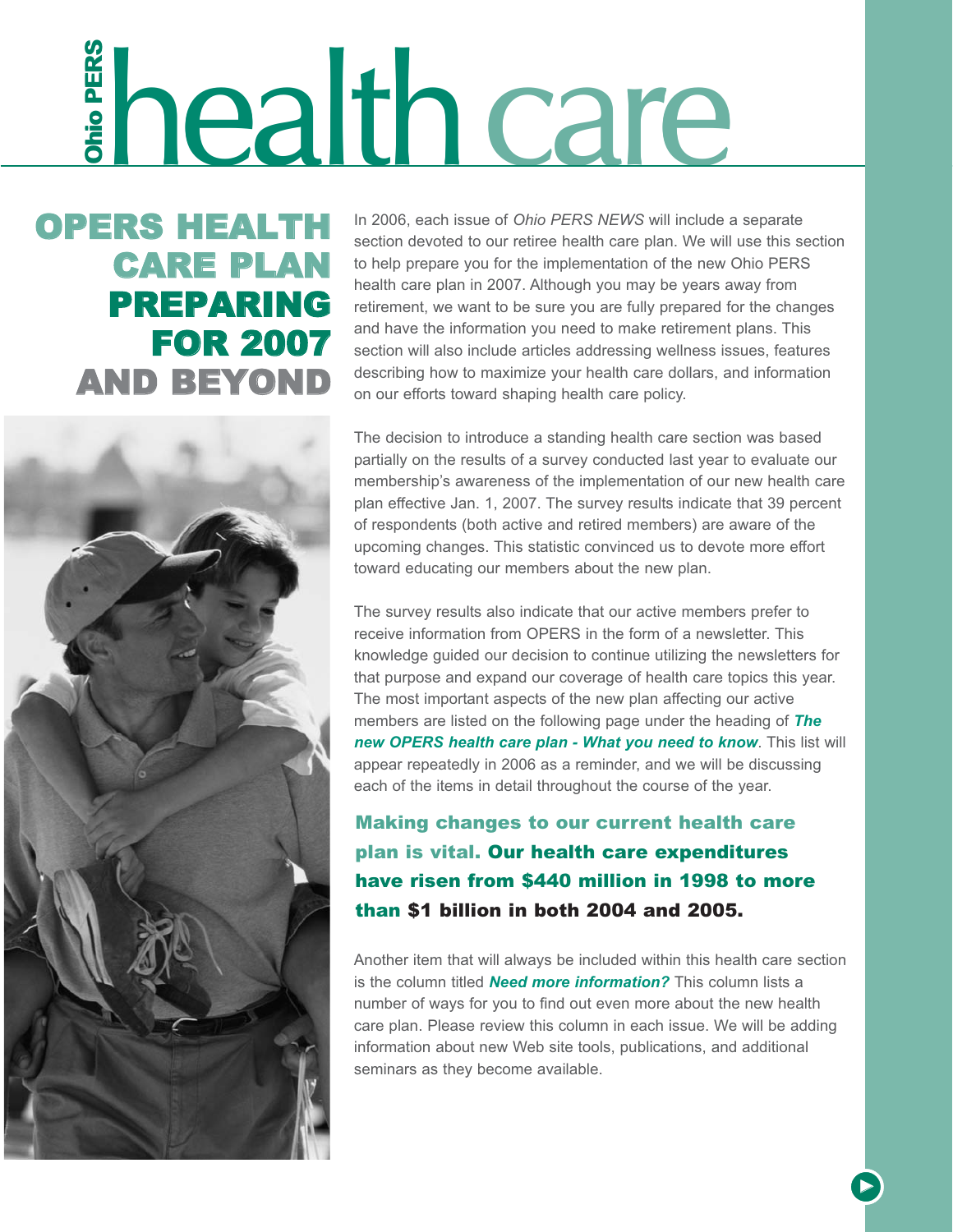# Ohio PERS health care

## OPERS HEALTH CARE PLAN PREPARING FOR 2007 AND BEYOND

In 2006, each issue of *Ohio PERS NEWS* will include a separate section devoted to our retiree health care plan. We will use this section to help prepare you for the implementation of the new Ohio PERS health care plan in 2007. Although you may be years away from retirement, we want to be sure you are fully prepared for the changes and have the information you need to make retirement plans. This section will also include articles addressing wellness issues, features describing how to maximize your health care dollars, and information on our efforts toward shaping health care policy.

The decision to introduce a standing health care section was based partially on the results of a survey conducted last year to evaluate our membership's awareness of the implementation of our new health care plan effective Jan. 1, 2007. The survey results indicate that 39 percent of respondents (both active and retired members) are aware of the upcoming changes. This statistic convinced us to devote more effort toward educating our members about the new plan.

The survey results also indicate that our active members prefer to receive information from OPERS in the form of a newsletter. This knowledge guided our decision to continue utilizing the newsletters for that purpose and expand our coverage of health care topics this year. The most important aspects of the new plan affecting our active members are listed on the following page under the heading of ***The new OPERS health care plan - What you need to know***. This list will appear repeatedly in 2006 as a reminder, and we will be discussing each of the items in detail throughout the course of the year.

**Making changes to our current health care plan is vital. Our health care expenditures have risen from $440 million in 1998 to more than $1 billion in both 2004 and 2005.**

Another item that will always be included within this health care section is the column titled ***Need more information?*** This column lists a number of ways for you to find out even more about the new health care plan. Please review this column in each issue. We will be adding information about new Web site tools, publications, and additional seminars as they become available.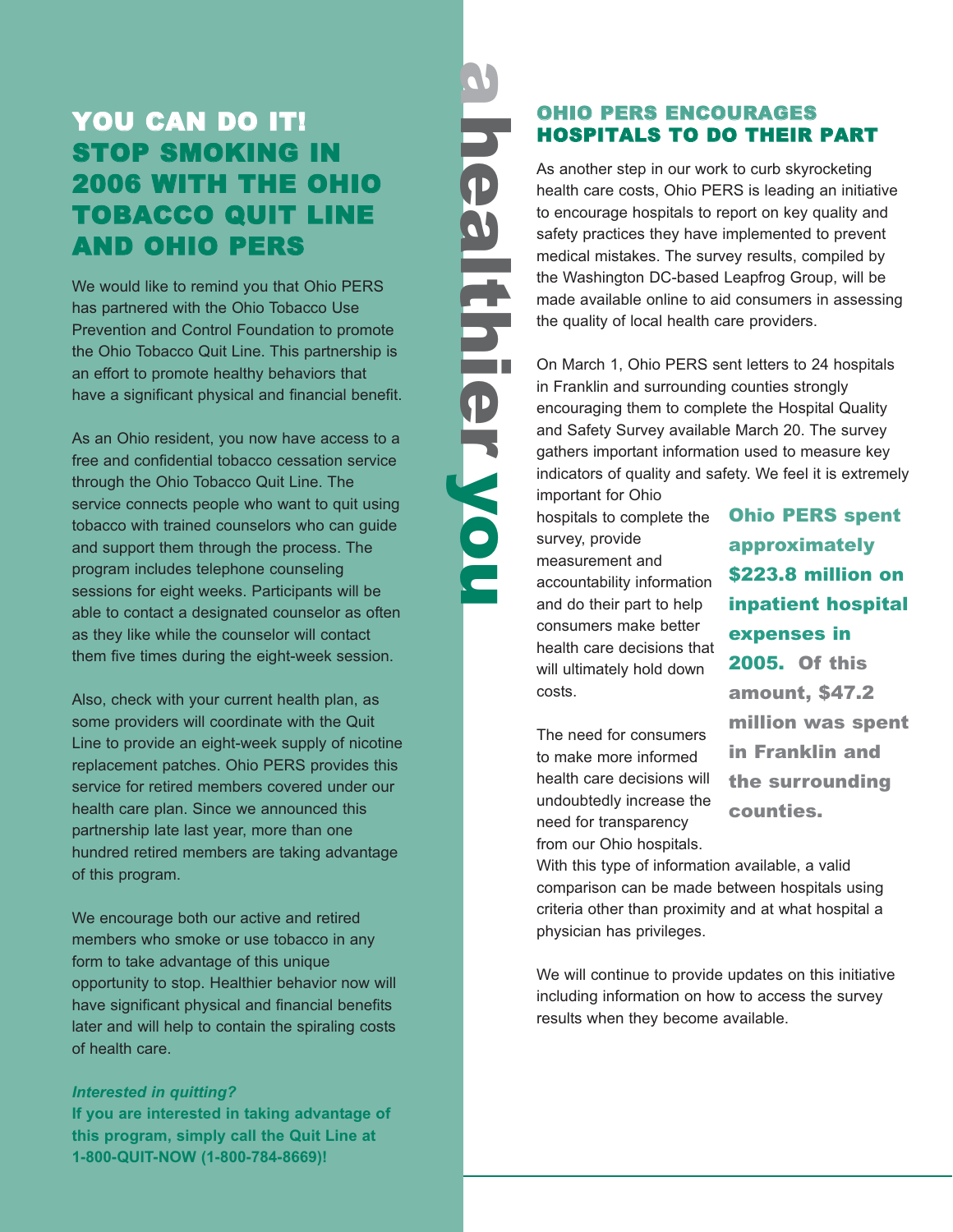## YOU CAN DO IT! STOP SMOKING IN 2006 WITH THE OHIO TOBACCO QUIT LINE AND OHIO PERS

We would like to remind you that Ohio PERS has partnered with the Ohio Tobacco Use Prevention and Control Foundation to promote the Ohio Tobacco Quit Line. This partnership is an effort to promote healthy behaviors that have a significant physical and financial benefit.

As an Ohio resident, you now have access to a free and confidential tobacco cessation service through the Ohio Tobacco Quit Line. The service connects people who want to quit using tobacco with trained counselors who can guide and support them through the process. The program includes telephone counseling sessions for eight weeks. Participants will be able to contact a designated counselor as often as they like while the counselor will contact them five times during the eight-week session.

Also, check with your current health plan, as some providers will coordinate with the Quit Line to provide an eight-week supply of nicotine replacement patches. Ohio PERS provides this service for retired members covered under our health care plan. Since we announced this partnership late last year, more than one hundred retired members are taking advantage of this program.

We encourage both our active and retired members who smoke or use tobacco in any form to take advantage of this unique opportunity to stop. Healthier behavior now will have significant physical and financial benefits later and will help to contain the spiraling costs of health care.

***Interested in quitting?***

**If you are interested in taking advantage of this program, simply call the Quit Line at 1-800-QUIT-NOW (1-800-784-8669)!**

a healthier you

## OHIO PERS ENCOURAGES HOSPITALS TO DO THEIR PART

As another step in our work to curb skyrocketing health care costs, Ohio PERS is leading an initiative to encourage hospitals to report on key quality and safety practices they have implemented to prevent medical mistakes. The survey results, compiled by the Washington DC-based Leapfrog Group, will be made available online to aid consumers in assessing the quality of local health care providers.

On March 1, Ohio PERS sent letters to 24 hospitals in Franklin and surrounding counties strongly encouraging them to complete the Hospital Quality and Safety Survey available March 20. The survey gathers important information used to measure key indicators of quality and safety. We feel it is extremely important for Ohio hospitals to complete the survey, provide measurement and accountability information and do their part to help consumers make better health care decisions that will ultimately hold down costs.

**Ohio PERS spent approximately $223.8 million on inpatient hospital expenses in 2005. Of this amount, $47.2 million was spent in Franklin and the surrounding counties.**

The need for consumers to make more informed health care decisions will undoubtedly increase the need for transparency from our Ohio hospitals. With this type of information available, a valid comparison can be made between hospitals using criteria other than proximity and at what hospital a physician has privileges.

We will continue to provide updates on this initiative including information on how to access the survey results when they become available.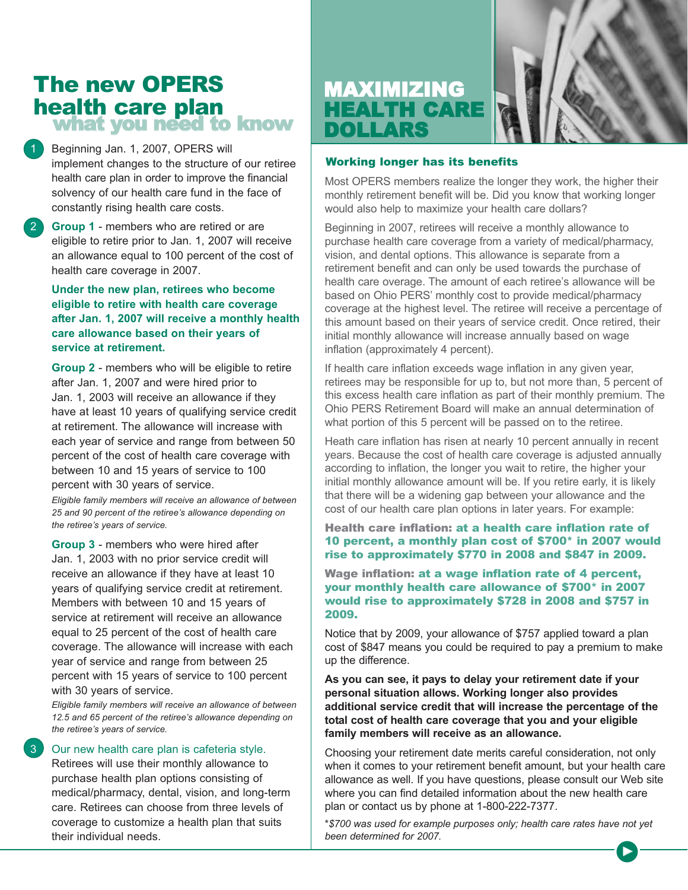# The new OPERS health care plan

## what you need to know

1. Beginning Jan. 1, 2007, OPERS will implement changes to the structure of our retiree health care plan in order to improve the financial solvency of our health care fund in the face of constantly rising health care costs.

2. **Group 1** - members who are retired or are eligible to retire prior to Jan. 1, 2007 will receive an allowance equal to 100 percent of the cost of health care coverage in 2007.

   **Under the new plan, retirees who become eligible to retire with health care coverage after Jan. 1, 2007 will receive a monthly health care allowance based on their years of service at retirement.**

   **Group 2** - members who will be eligible to retire after Jan. 1, 2007 and were hired prior to Jan. 1, 2003 will receive an allowance if they have at least 10 years of qualifying service credit at retirement. The allowance will increase with each year of service and range from between 50 percent of the cost of health care coverage with between 10 and 15 years of service to 100 percent with 30 years of service.

   *Eligible family members will receive an allowance of between 25 and 90 percent of the retiree's allowance depending on the retiree's years of service.*

   **Group 3** - members who were hired after Jan. 1, 2003 with no prior service credit will receive an allowance if they have at least 10 years of qualifying service credit at retirement. Members with between 10 and 15 years of service at retirement will receive an allowance equal to 25 percent of the cost of health care coverage. The allowance will increase with each year of service and range from between 25 percent with 15 years of service to 100 percent with 30 years of service.

   *Eligible family members will receive an allowance of between 12.5 and 65 percent of the retiree's allowance depending on the retiree's years of service.*

3. Our new health care plan is cafeteria style. Retirees will use their monthly allowance to purchase health plan options consisting of medical/pharmacy, dental, vision, and long-term care. Retirees can choose from three levels of coverage to customize a health plan that suits their individual needs.

# MAXIMIZING HEALTH CARE DOLLARS

### Working longer has its benefits

Most OPERS members realize the longer they work, the higher their monthly retirement benefit will be. Did you know that working longer would also help to maximize your health care dollars?

Beginning in 2007, retirees will receive a monthly allowance to purchase health care coverage from a variety of medical/pharmacy, vision, and dental options. This allowance is separate from a retirement benefit and can only be used towards the purchase of health care overage. The amount of each retiree's allowance will be based on Ohio PERS' monthly cost to provide medical/pharmacy coverage at the highest level. The retiree will receive a percentage of this amount based on their years of service credit. Once retired, their initial monthly allowance will increase annually based on wage inflation (approximately 4 percent).

If health care inflation exceeds wage inflation in any given year, retirees may be responsible for up to, but not more than, 5 percent of this excess health care inflation as part of their monthly premium. The Ohio PERS Retirement Board will make an annual determination of what portion of this 5 percent will be passed on to the retiree.

Heath care inflation has risen at nearly 10 percent annually in recent years. Because the cost of health care coverage is adjusted annually according to inflation, the longer you wait to retire, the higher your initial monthly allowance amount will be. If you retire early, it is likely that there will be a widening gap between your allowance and the cost of our health care plan options in later years. For example:

**Health care inflation: at a health care inflation rate of 10 percent, a monthly plan cost of $700* in 2007 would rise to approximately $770 in 2008 and $847 in 2009.**

**Wage inflation: at a wage inflation rate of 4 percent, your monthly health care allowance of $700* in 2007 would rise to approximately $728 in 2008 and $757 in 2009.**

Notice that by 2009, your allowance of $757 applied toward a plan cost of $847 means you could be required to pay a premium to make up the difference.

**As you can see, it pays to delay your retirement date if your personal situation allows. Working longer also provides additional service credit that will increase the percentage of the total cost of health care coverage that you and your eligible family members will receive as an allowance.**

Choosing your retirement date merits careful consideration, not only when it comes to your retirement benefit amount, but your health care allowance as well. If you have questions, please consult our Web site where you can find detailed information about the new health care plan or contact us by phone at 1-800-222-7377.

*\*$700 was used for example purposes only; health care rates have not yet been determined for 2007.*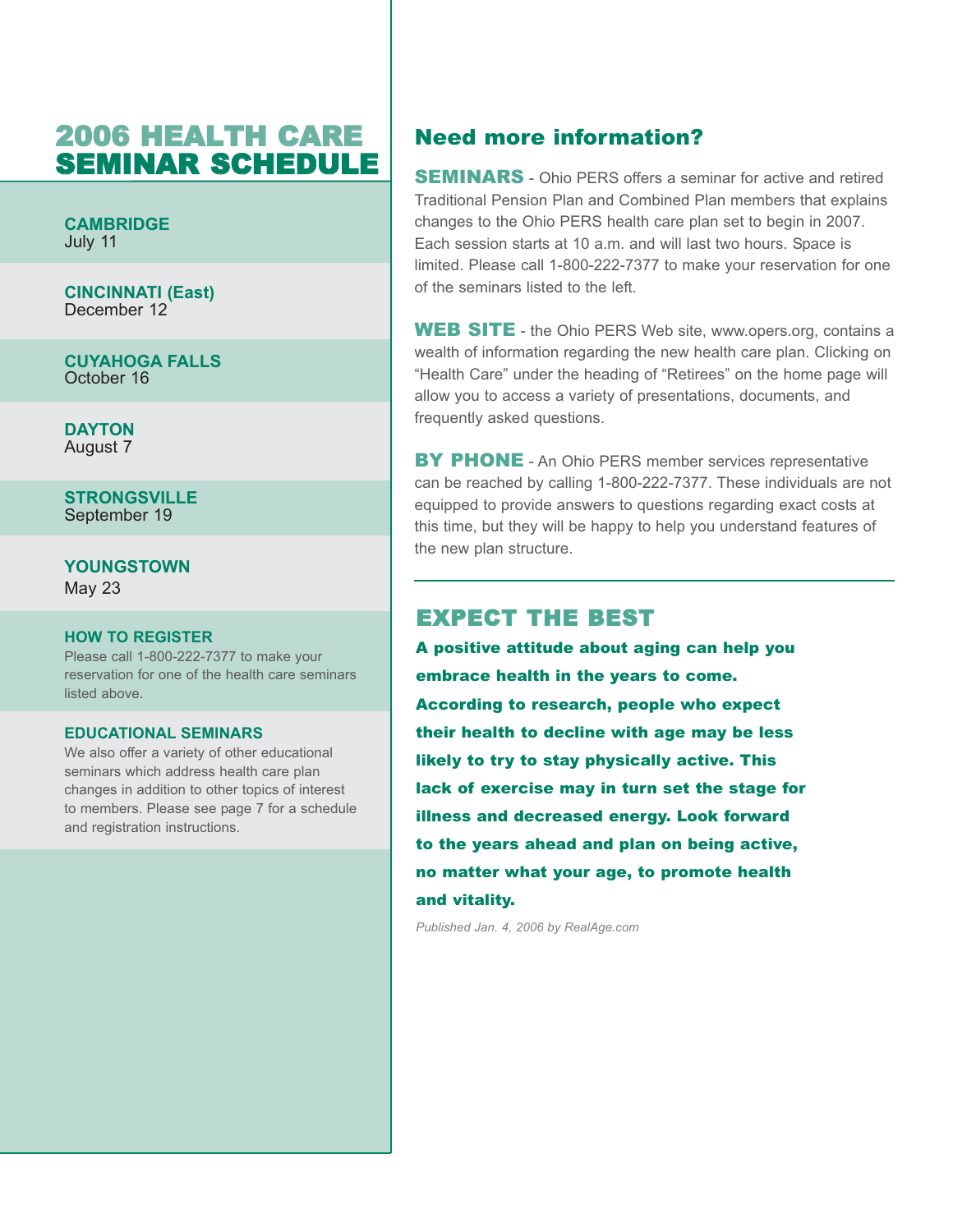## 2006 HEALTH CARE SEMINAR SCHEDULE

**CAMBRIDGE**
July 11

**CINCINNATI (East)**
December 12

**CUYAHOGA FALLS**
October 16

**DAYTON**
August 7

**STRONGSVILLE**
September 19

**YOUNGSTOWN**
May 23

**HOW TO REGISTER**

Please call 1-800-222-7377 to make your reservation for one of the health care seminars listed above.

**EDUCATIONAL SEMINARS**

We also offer a variety of other educational seminars which address health care plan changes in addition to other topics of interest to members. Please see page 7 for a schedule and registration instructions.

## Need more information?

**SEMINARS** - Ohio PERS offers a seminar for active and retired Traditional Pension Plan and Combined Plan members that explains changes to the Ohio PERS health care plan set to begin in 2007. Each session starts at 10 a.m. and will last two hours. Space is limited. Please call 1-800-222-7377 to make your reservation for one of the seminars listed to the left.

**WEB SITE** - the Ohio PERS Web site, www.opers.org, contains a wealth of information regarding the new health care plan. Clicking on “Health Care” under the heading of “Retirees” on the home page will allow you to access a variety of presentations, documents, and frequently asked questions.

**BY PHONE** - An Ohio PERS member services representative can be reached by calling 1-800-222-7377. These individuals are not equipped to provide answers to questions regarding exact costs at this time, but they will be happy to help you understand features of the new plan structure.

## EXPECT THE BEST

**A positive attitude about aging can help you embrace health in the years to come. According to research, people who expect their health to decline with age may be less likely to try to stay physically active. This lack of exercise may in turn set the stage for illness and decreased energy. Look forward to the years ahead and plan on being active, no matter what your age, to promote health and vitality.**

*Published Jan. 4, 2006 by RealAge.com*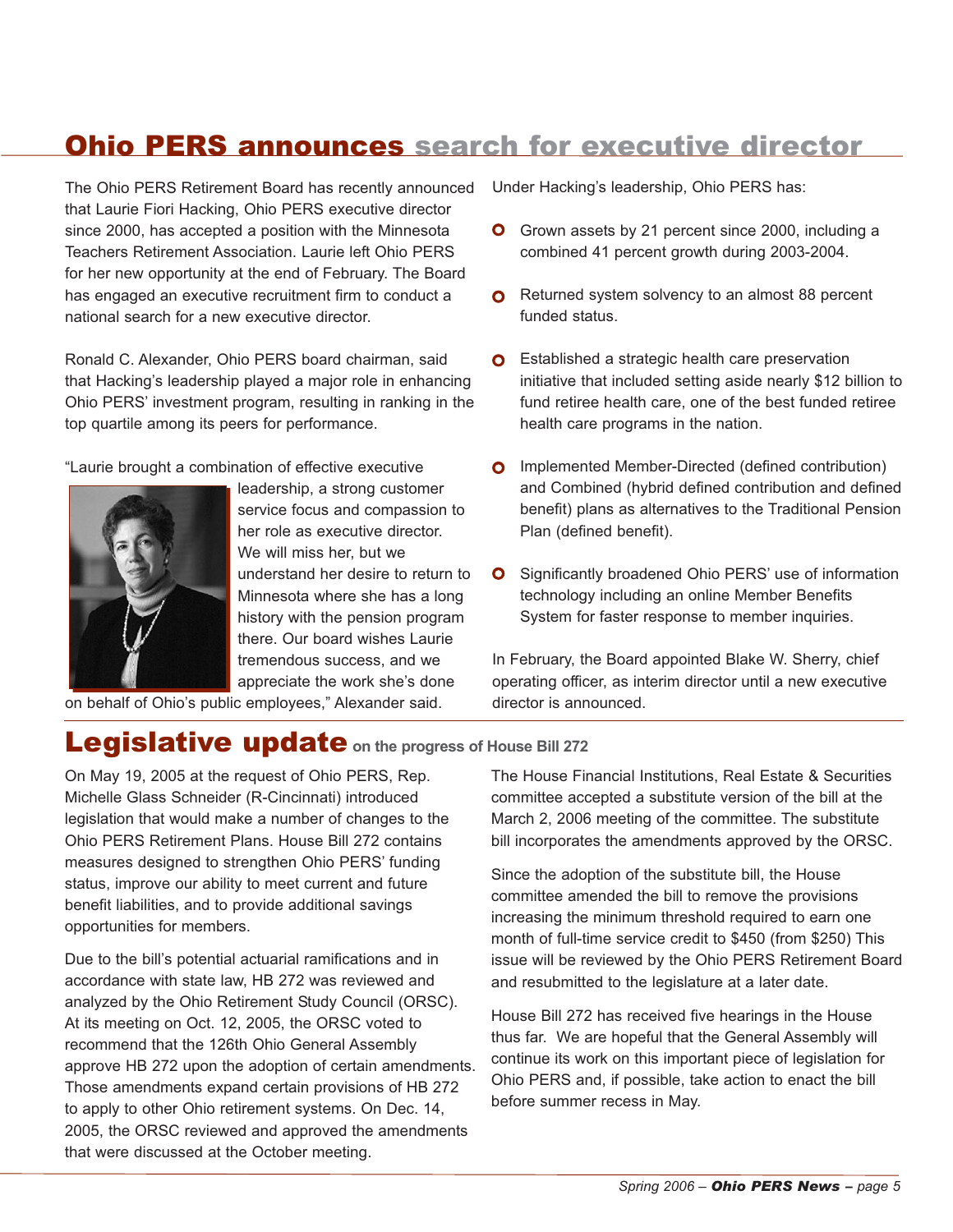# Ohio PERS announces search for executive director

The Ohio PERS Retirement Board has recently announced that Laurie Fiori Hacking, Ohio PERS executive director since 2000, has accepted a position with the Minnesota Teachers Retirement Association. Laurie left Ohio PERS for her new opportunity at the end of February. The Board has engaged an executive recruitment firm to conduct a national search for a new executive director.

Ronald C. Alexander, Ohio PERS board chairman, said that Hacking's leadership played a major role in enhancing Ohio PERS' investment program, resulting in ranking in the top quartile among its peers for performance.

"Laurie brought a combination of effective executive leadership, a strong customer service focus and compassion to her role as executive director. We will miss her, but we understand her desire to return to Minnesota where she has a long history with the pension program there. Our board wishes Laurie tremendous success, and we appreciate the work she's done on behalf of Ohio's public employees," Alexander said.

Under Hacking's leadership, Ohio PERS has:

- Grown assets by 21 percent since 2000, including a combined 41 percent growth during 2003-2004.
- Returned system solvency to an almost 88 percent funded status.
- Established a strategic health care preservation initiative that included setting aside nearly $12 billion to fund retiree health care, one of the best funded retiree health care programs in the nation.
- Implemented Member-Directed (defined contribution) and Combined (hybrid defined contribution and defined benefit) plans as alternatives to the Traditional Pension Plan (defined benefit).
- Significantly broadened Ohio PERS' use of information technology including an online Member Benefits System for faster response to member inquiries.

In February, the Board appointed Blake W. Sherry, chief operating officer, as interim director until a new executive director is announced.

# Legislative update on the progress of House Bill 272

On May 19, 2005 at the request of Ohio PERS, Rep. Michelle Glass Schneider (R-Cincinnati) introduced legislation that would make a number of changes to the Ohio PERS Retirement Plans. House Bill 272 contains measures designed to strengthen Ohio PERS' funding status, improve our ability to meet current and future benefit liabilities, and to provide additional savings opportunities for members.

Due to the bill's potential actuarial ramifications and in accordance with state law, HB 272 was reviewed and analyzed by the Ohio Retirement Study Council (ORSC). At its meeting on Oct. 12, 2005, the ORSC voted to recommend that the 126th Ohio General Assembly approve HB 272 upon the adoption of certain amendments. Those amendments expand certain provisions of HB 272 to apply to other Ohio retirement systems. On Dec. 14, 2005, the ORSC reviewed and approved the amendments that were discussed at the October meeting.

The House Financial Institutions, Real Estate & Securities committee accepted a substitute version of the bill at the March 2, 2006 meeting of the committee. The substitute bill incorporates the amendments approved by the ORSC.

Since the adoption of the substitute bill, the House committee amended the bill to remove the provisions increasing the minimum threshold required to earn one month of full-time service credit to $450 (from $250) This issue will be reviewed by the Ohio PERS Retirement Board and resubmitted to the legislature at a later date.

House Bill 272 has received five hearings in the House thus far. We are hopeful that the General Assembly will continue its work on this important piece of legislation for Ohio PERS and, if possible, take action to enact the bill before summer recess in May.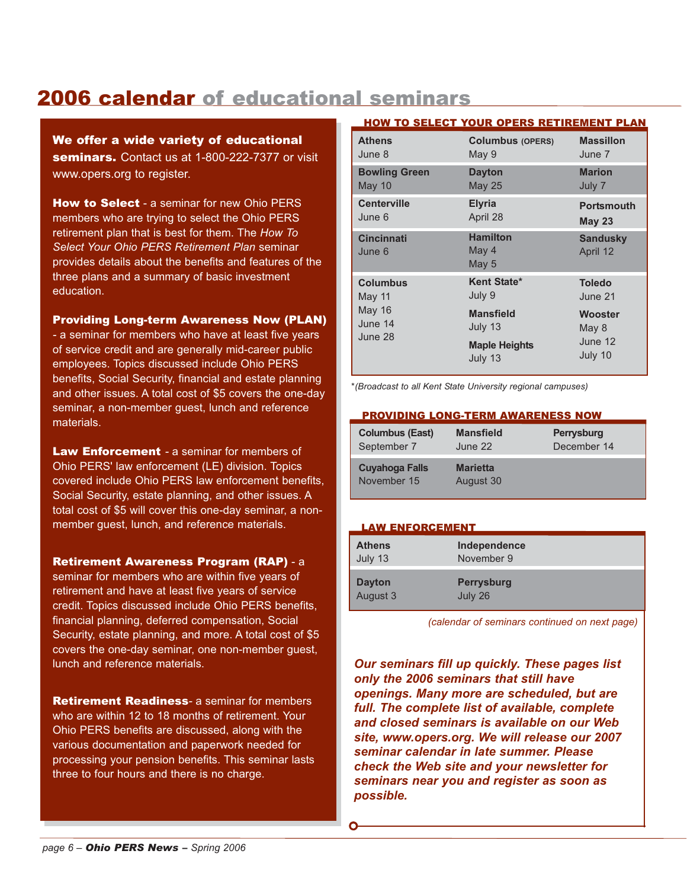# 2006 calendar of educational seminars

**We offer a wide variety of educational seminars.** Contact us at 1-800-222-7377 or visit www.opers.org to register.

**How to Select** - a seminar for new Ohio PERS members who are trying to select the Ohio PERS retirement plan that is best for them. The *How To Select Your Ohio PERS Retirement Plan* seminar provides details about the benefits and features of the three plans and a summary of basic investment education.

**Providing Long-term Awareness Now (PLAN)** - a seminar for members who have at least five years of service credit and are generally mid-career public employees. Topics discussed include Ohio PERS benefits, Social Security, financial and estate planning and other issues. A total cost of $5 covers the one-day seminar, a non-member guest, lunch and reference materials.

**Law Enforcement** - a seminar for members of Ohio PERS' law enforcement (LE) division. Topics covered include Ohio PERS law enforcement benefits, Social Security, estate planning, and other issues. A total cost of $5 will cover this one-day seminar, a non-member guest, lunch, and reference materials.

**Retirement Awareness Program (RAP)** - a seminar for members who are within five years of retirement and have at least five years of service credit. Topics discussed include Ohio PERS benefits, financial planning, deferred compensation, Social Security, estate planning, and more. A total cost of $5 covers the one-day seminar, one non-member guest, lunch and reference materials.

**Retirement Readiness**- a seminar for members who are within 12 to 18 months of retirement. Your Ohio PERS benefits are discussed, along with the various documentation and paperwork needed for processing your pension benefits. This seminar lasts three to four hours and there is no charge.

## HOW TO SELECT YOUR OPERS RETIREMENT PLAN

| | | |
|---|---|---|
| **Athens** June 8 | **Columbus** (OPERS) May 9 | **Massillon** June 7 |
| **Bowling Green** May 10 | **Dayton** May 25 | **Marion** July 7 |
| **Centerville** June 6 | **Elyria** April 28 | **Portsmouth** **May 23** |
| **Cincinnati** June 6 | **Hamilton** May 4, May 5 | **Sandusky** April 12 |
| **Columbus** May 11, May 16, June 14, June 28 | **Kent State*** July 9; **Mansfield** July 13; **Maple Heights** July 13 | **Toledo** June 21; **Wooster** May 8, June 12, July 10 |

*(Broadcast to all Kent State University regional campuses)*

## PROVIDING LONG-TERM AWARENESS NOW

| | | |
|---|---|---|
| **Columbus (East)** September 7 | **Mansfield** June 22 | **Perrysburg** December 14 |
| **Cuyahoga Falls** November 15 | **Marietta** August 30 | |

## LAW ENFORCEMENT

| | |
|---|---|
| **Athens** July 13 | **Independence** November 9 |
| **Dayton** August 3 | **Perrysburg** July 26 |

*(calendar of seminars continued on next page)*

***Our seminars fill up quickly. These pages list only the 2006 seminars that still have openings. Many more are scheduled, but are full. The complete list of available, complete and closed seminars is available on our Web site, www.opers.org. We will release our 2007 seminar calendar in late summer. Please check the Web site and your newsletter for seminars near you and register as soon as possible.***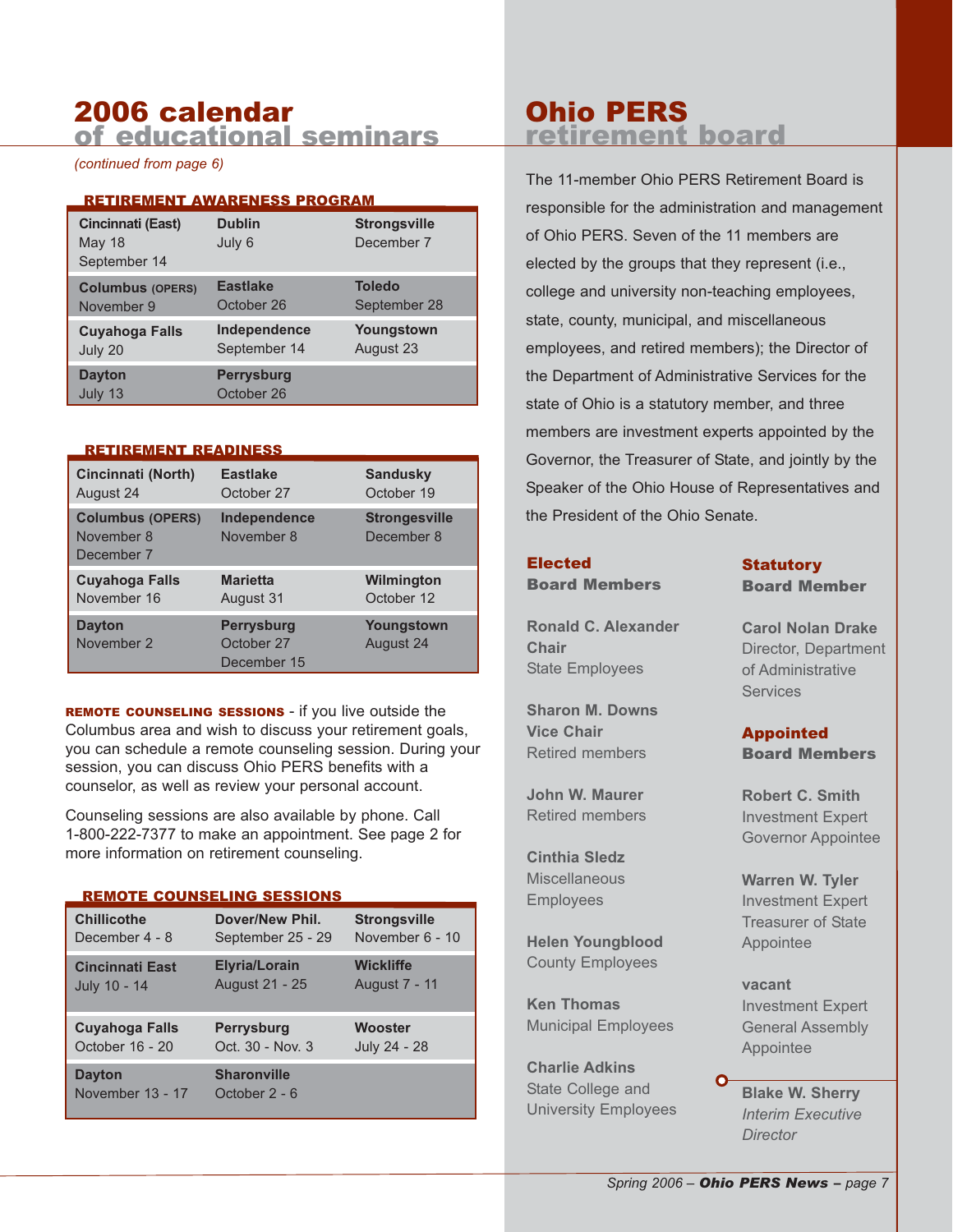# 2006 calendar of educational seminars

*(continued from page 6)*

### RETIREMENT AWARENESS PROGRAM

| | | |
|---|---|---|
| **Cincinnati (East)** May 18 September 14 | **Dublin** July 6 | **Strongsville** December 7 |
| **Columbus (OPERS)** November 9 | **Eastlake** October 26 | **Toledo** September 28 |
| **Cuyahoga Falls** July 20 | **Independence** September 14 | **Youngstown** August 23 |
| **Dayton** July 13 | **Perrysburg** October 26 | |

### RETIREMENT READINESS

| | | |
|---|---|---|
| **Cincinnati (North)** August 24 | **Eastlake** October 27 | **Sandusky** October 19 |
| **Columbus (OPERS)** November 8 December 7 | **Independence** November 8 | **Strongesville** December 8 |
| **Cuyahoga Falls** November 16 | **Marietta** August 31 | **Wilmington** October 12 |
| **Dayton** November 2 | **Perrysburg** October 27 December 15 | **Youngstown** August 24 |

**REMOTE COUNSELING SESSIONS** - if you live outside the Columbus area and wish to discuss your retirement goals, you can schedule a remote counseling session. During your session, you can discuss Ohio PERS benefits with a counselor, as well as review your personal account.

Counseling sessions are also available by phone. Call 1-800-222-7377 to make an appointment. See page 2 for more information on retirement counseling.

### REMOTE COUNSELING SESSIONS

| | | |
|---|---|---|
| **Chillicothe** December 4 - 8 | **Dover/New Phil.** September 25 - 29 | **Strongsville** November 6 - 10 |
| **Cincinnati East** July 10 - 14 | **Elyria/Lorain** August 21 - 25 | **Wickliffe** August 7 - 11 |
| **Cuyahoga Falls** October 16 - 20 | **Perrysburg** Oct. 30 - Nov. 3 | **Wooster** July 24 - 28 |
| **Dayton** November 13 - 17 | **Sharonville** October 2 - 6 | |

# Ohio PERS retirement board

The 11-member Ohio PERS Retirement Board is responsible for the administration and management of Ohio PERS. Seven of the 11 members are elected by the groups that they represent (i.e., college and university non-teaching employees, state, county, municipal, and miscellaneous employees, and retired members); the Director of the Department of Administrative Services for the state of Ohio is a statutory member, and three members are investment experts appointed by the Governor, the Treasurer of State, and jointly by the Speaker of the Ohio House of Representatives and the President of the Ohio Senate.

### Elected Board Members

**Ronald C. Alexander**
**Chair**
State Employees

**Sharon M. Downs**
**Vice Chair**
Retired members

**John W. Maurer**
Retired members

**Cinthia Sledz**
Miscellaneous Employees

**Helen Youngblood**
County Employees

**Ken Thomas**
Municipal Employees

**Charlie Adkins**
State College and University Employees

### Statutory Board Member

**Carol Nolan Drake**
Director, Department of Administrative Services

### Appointed Board Members

**Robert C. Smith**
Investment Expert
Governor Appointee

**Warren W. Tyler**
Investment Expert
Treasurer of State Appointee

**vacant**
Investment Expert
General Assembly Appointee

**Blake W. Sherry**
*Interim Executive Director*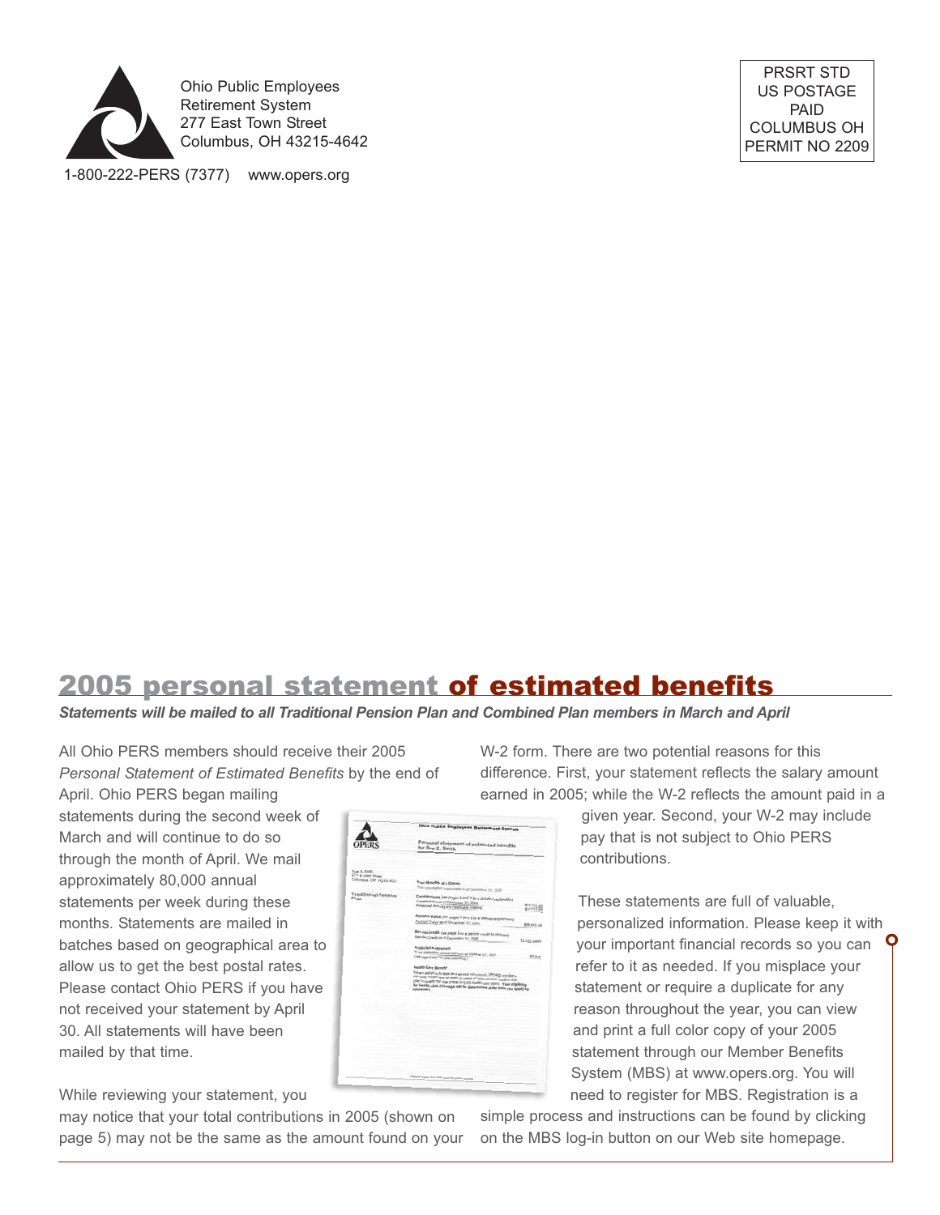Ohio Public Employees Retirement System
277 East Town Street
Columbus, OH 43215-4642

1-800-222-PERS (7377) www.opers.org

PRSRT STD
US POSTAGE
PAID
COLUMBUS OH
PERMIT NO 2209

## 2005 personal statement of estimated benefits

***Statements will be mailed to all Traditional Pension Plan and Combined Plan members in March and April***

All Ohio PERS members should receive their 2005 *Personal Statement of Estimated Benefits* by the end of April. Ohio PERS began mailing statements during the second week of March and will continue to do so through the month of April. We mail approximately 80,000 annual statements per week during these months. Statements are mailed in batches based on geographical area to allow us to get the best postal rates. Please contact Ohio PERS if you have not received your statement by April 30. All statements will have been mailed by that time.

While reviewing your statement, you may notice that your total contributions in 2005 (shown on page 5) may not be the same as the amount found on your W-2 form. There are two potential reasons for this difference. First, your statement reflects the salary amount earned in 2005; while the W-2 reflects the amount paid in a given year. Second, your W-2 may include pay that is not subject to Ohio PERS contributions.

These statements are full of valuable, personalized information. Please keep it with your important financial records so you can refer to it as needed. If you misplace your statement or require a duplicate for any reason throughout the year, you can view and print a full color copy of your 2005 statement through our Member Benefits System (MBS) at www.opers.org. You will need to register for MBS. Registration is a simple process and instructions can be found by clicking on the MBS log-in button on our Web site homepage.